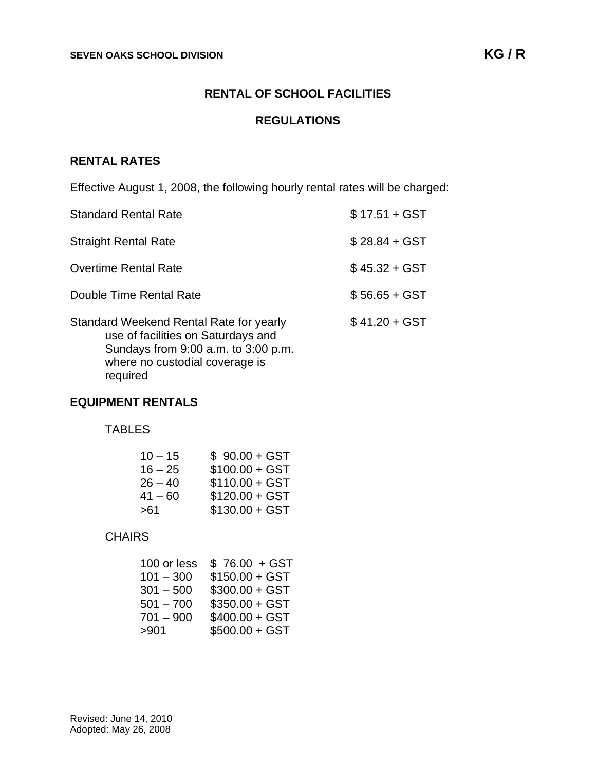SEVEN OAKS SCHOOL DIVISION

KG / R

# RENTAL OF SCHOOL FACILITIES

## REGULATIONS

### RENTAL RATES

Effective August 1, 2008, the following hourly rental rates will be charged:

| | |
|---|---|
| Standard Rental Rate | $ 17.51 + GST |
| Straight Rental Rate | $ 28.84 + GST |
| Overtime Rental Rate | $ 45.32 + GST |
| Double Time Rental Rate | $ 56.65 + GST |
| Standard Weekend Rental Rate for yearly use of facilities on Saturdays and Sundays from 9:00 a.m. to 3:00 p.m. where no custodial coverage is required | $ 41.20 + GST |

### EQUIPMENT RENTALS

TABLES

| | |
|---|---|
| 10 – 15 | $ 90.00 + GST |
| 16 – 25 | $100.00 + GST |
| 26 – 40 | $110.00 + GST |
| 41 – 60 | $120.00 + GST |
| >61 | $130.00 + GST |

CHAIRS

| | |
|---|---|
| 100 or less | $ 76.00 + GST |
| 101 – 300 | $150.00 + GST |
| 301 – 500 | $300.00 + GST |
| 501 – 700 | $350.00 + GST |
| 701 – 900 | $400.00 + GST |
| >901 | $500.00 + GST |

Revised: June 14, 2010
Adopted: May 26, 2008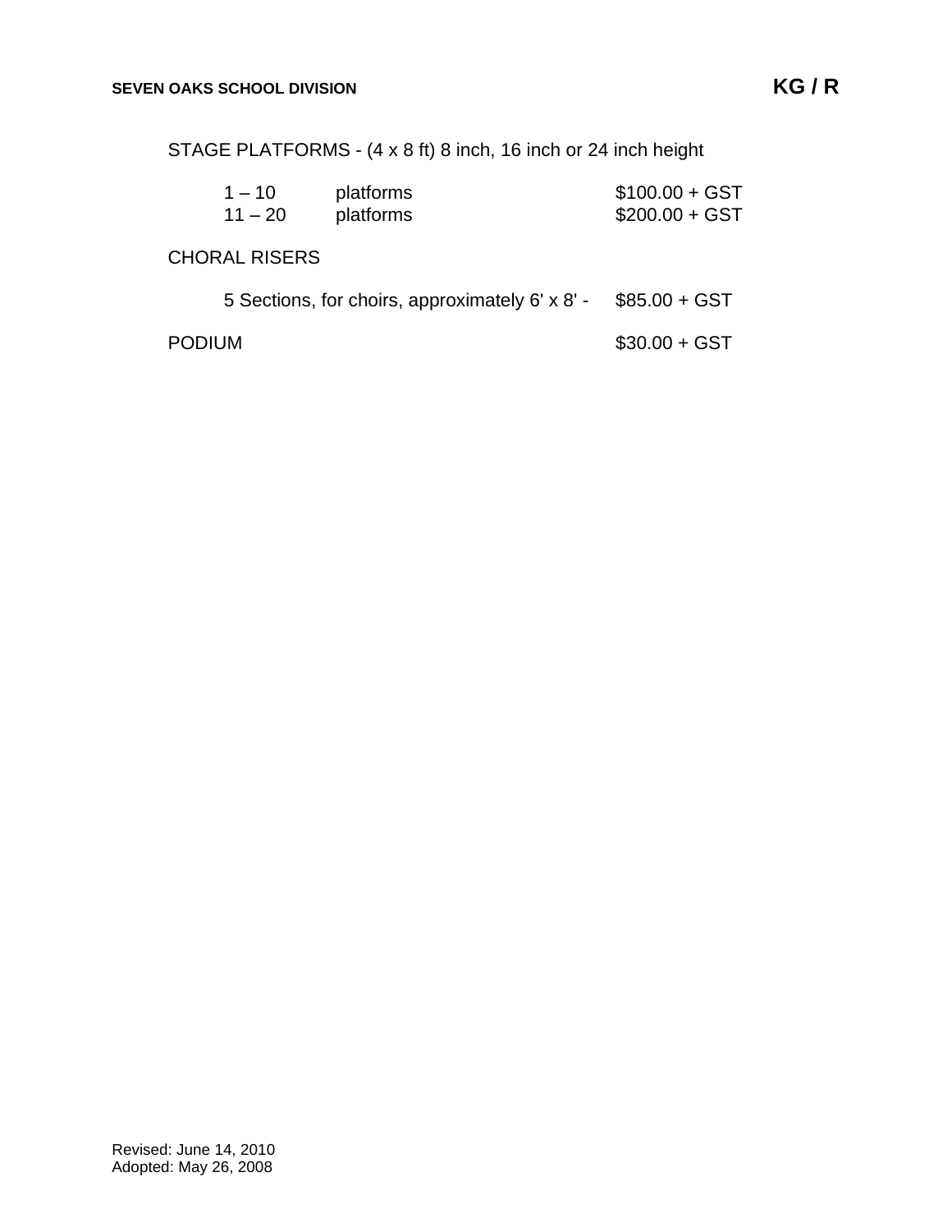STAGE PLATFORMS - (4 x 8 ft) 8 inch, 16 inch or 24 inch height

| | | |
|---|---|---|
| 1 – 10 | platforms | $100.00 + GST |
| 11 – 20 | platforms | $200.00 + GST |

CHORAL RISERS

5 Sections, for choirs, approximately 6' x 8' - $85.00 + GST

PODIUM $30.00 + GST

Revised: June 14, 2010
Adopted: May 26, 2008